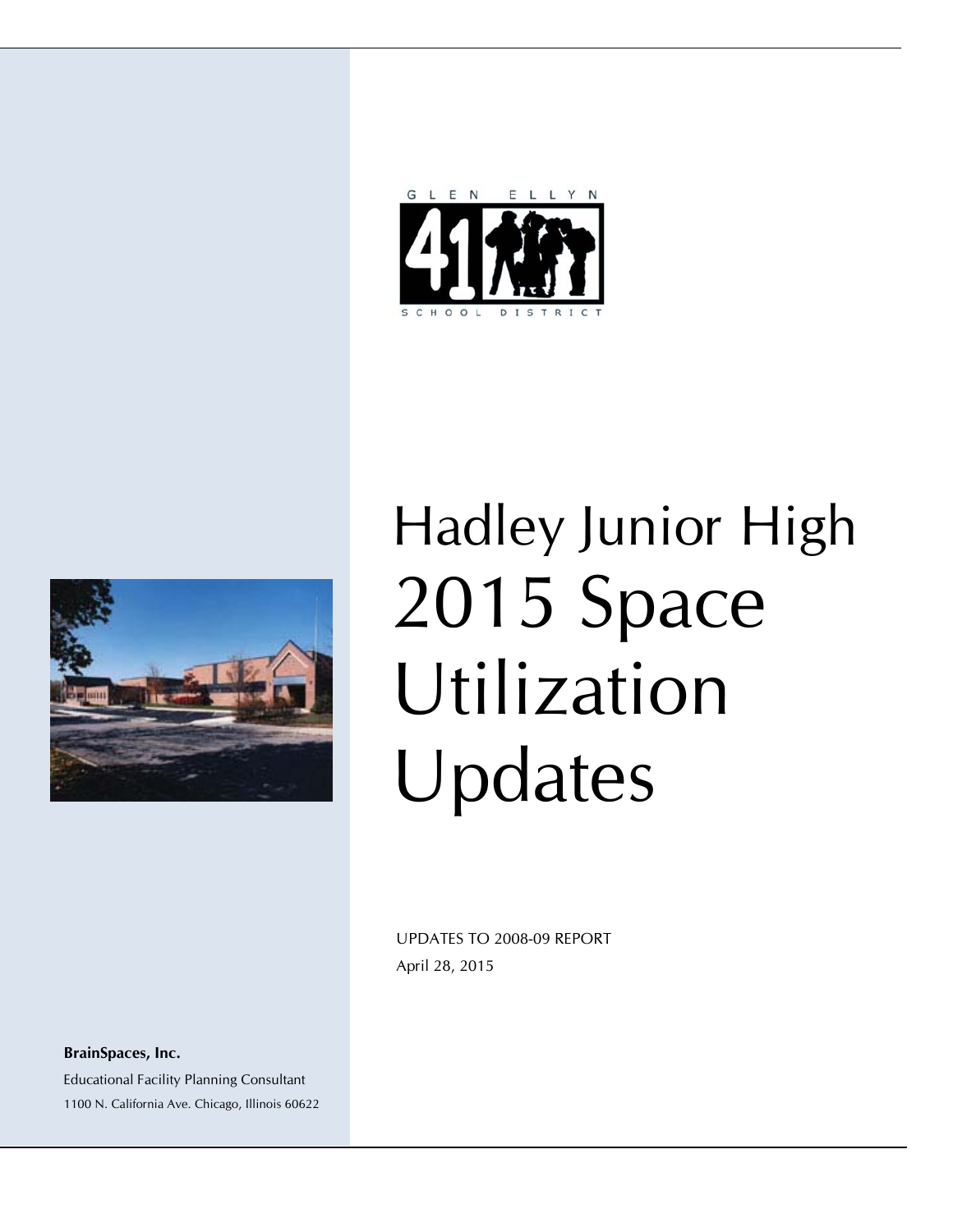GLEN ELLYN 41 SCHOOL DISTRICT

# Hadley Junior High 2015 Space Utilization Updates

UPDATES TO 2008-09 REPORT

April 28, 2015

**BrainSpaces, Inc.**

Educational Facility Planning Consultant

1100 N. California Ave. Chicago, Illinois 60622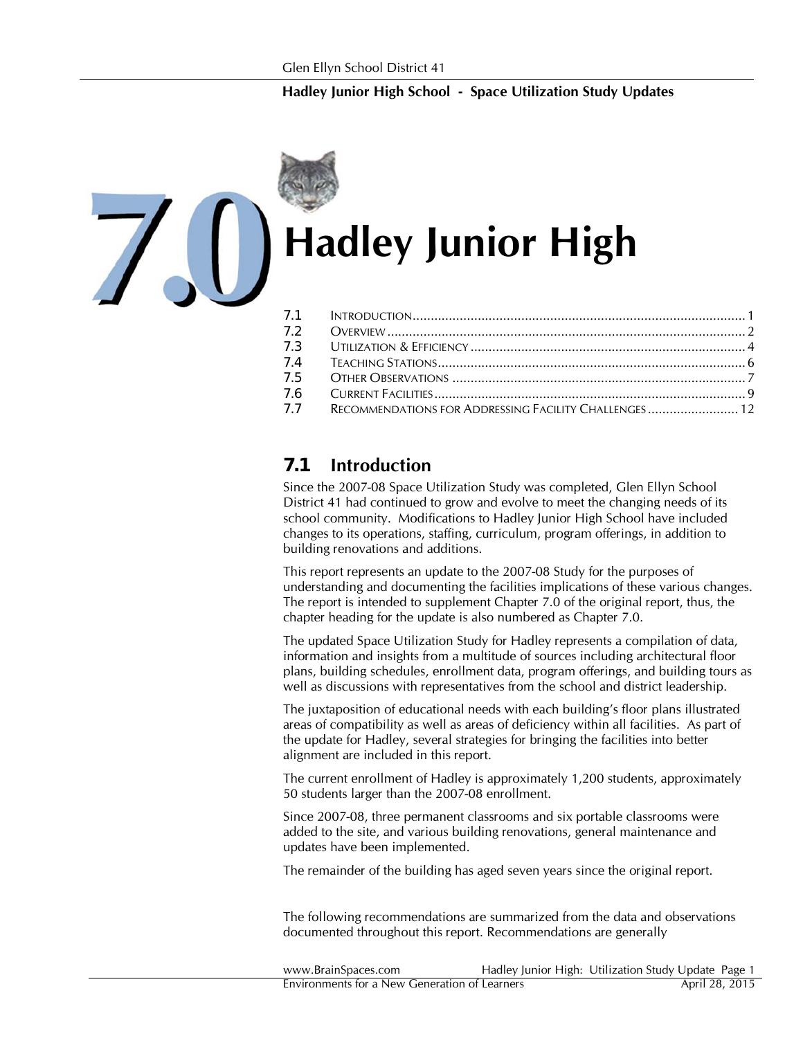# 7.0 Hadley Junior High

| | | |
|---|---|---|
| 7.1 | INTRODUCTION | 1 |
| 7.2 | OVERVIEW | 2 |
| 7.3 | UTILIZATION & EFFICIENCY | 4 |
| 7.4 | TEACHING STATIONS | 6 |
| 7.5 | OTHER OBSERVATIONS | 7 |
| 7.6 | CURRENT FACILITIES | 9 |
| 7.7 | RECOMMENDATIONS FOR ADDRESSING FACILITY CHALLENGES | 12 |

## 7.1 Introduction

Since the 2007-08 Space Utilization Study was completed, Glen Ellyn School District 41 had continued to grow and evolve to meet the changing needs of its school community. Modifications to Hadley Junior High School have included changes to its operations, staffing, curriculum, program offerings, in addition to building renovations and additions.

This report represents an update to the 2007-08 Study for the purposes of understanding and documenting the facilities implications of these various changes. The report is intended to supplement Chapter 7.0 of the original report, thus, the chapter heading for the update is also numbered as Chapter 7.0.

The updated Space Utilization Study for Hadley represents a compilation of data, information and insights from a multitude of sources including architectural floor plans, building schedules, enrollment data, program offerings, and building tours as well as discussions with representatives from the school and district leadership.

The juxtaposition of educational needs with each building's floor plans illustrated areas of compatibility as well as areas of deficiency within all facilities. As part of the update for Hadley, several strategies for bringing the facilities into better alignment are included in this report.

The current enrollment of Hadley is approximately 1,200 students, approximately 50 students larger than the 2007-08 enrollment.

Since 2007-08, three permanent classrooms and six portable classrooms were added to the site, and various building renovations, general maintenance and updates have been implemented.

The remainder of the building has aged seven years since the original report.

The following recommendations are summarized from the data and observations documented throughout this report. Recommendations are generally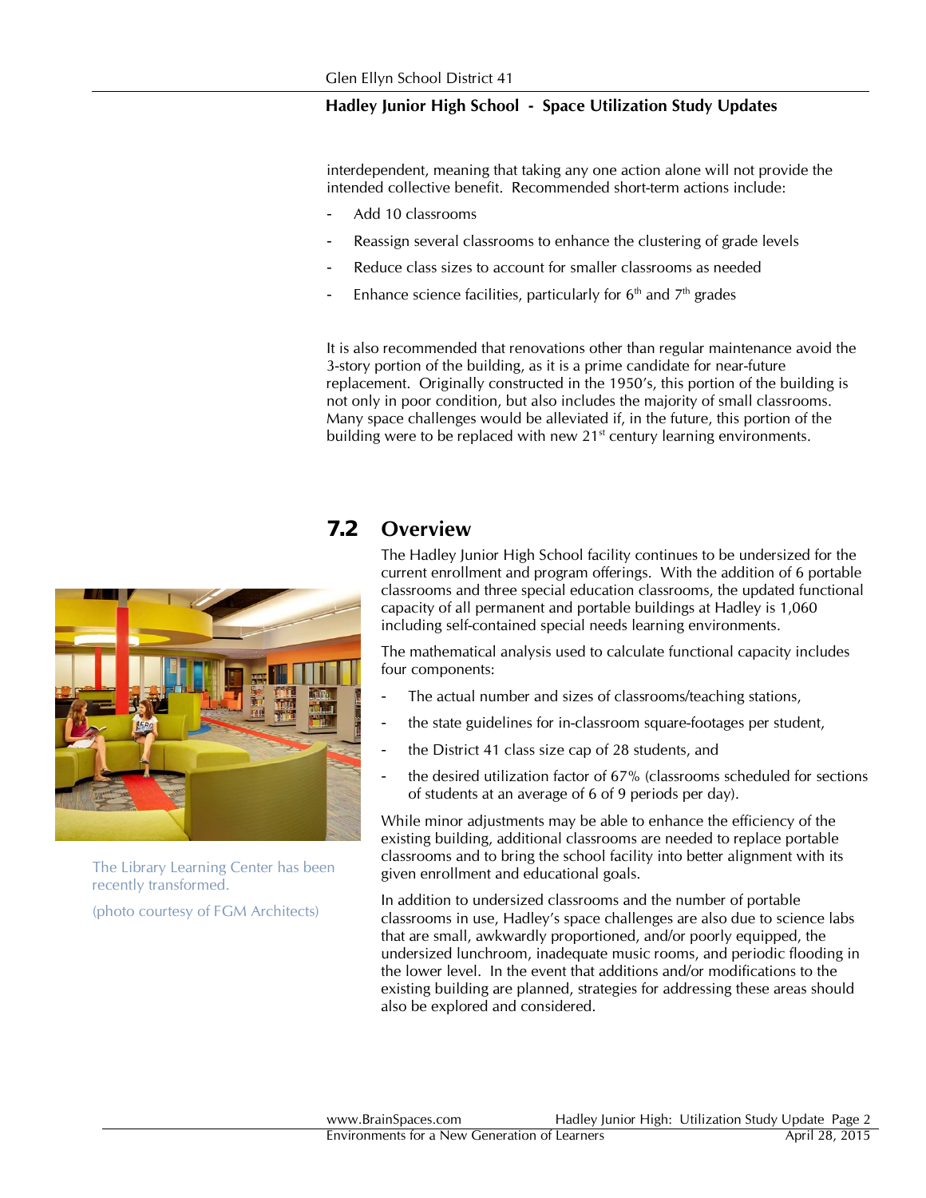interdependent, meaning that taking any one action alone will not provide the intended collective benefit. Recommended short-term actions include:

- Add 10 classrooms
- Reassign several classrooms to enhance the clustering of grade levels
- Reduce class sizes to account for smaller classrooms as needed
- Enhance science facilities, particularly for 6th and 7th grades

It is also recommended that renovations other than regular maintenance avoid the 3-story portion of the building, as it is a prime candidate for near-future replacement. Originally constructed in the 1950's, this portion of the building is not only in poor condition, but also includes the majority of small classrooms. Many space challenges would be alleviated if, in the future, this portion of the building were to be replaced with new 21st century learning environments.

## 7.2 Overview

The Hadley Junior High School facility continues to be undersized for the current enrollment and program offerings. With the addition of 6 portable classrooms and three special education classrooms, the updated functional capacity of all permanent and portable buildings at Hadley is 1,060 including self-contained special needs learning environments.

The mathematical analysis used to calculate functional capacity includes four components:

- The actual number and sizes of classrooms/teaching stations,
- the state guidelines for in-classroom square-footages per student,
- the District 41 class size cap of 28 students, and
- the desired utilization factor of 67% (classrooms scheduled for sections of students at an average of 6 of 9 periods per day).

While minor adjustments may be able to enhance the efficiency of the existing building, additional classrooms are needed to replace portable classrooms and to bring the school facility into better alignment with its given enrollment and educational goals.

In addition to undersized classrooms and the number of portable classrooms in use, Hadley's space challenges are also due to science labs that are small, awkwardly proportioned, and/or poorly equipped, the undersized lunchroom, inadequate music rooms, and periodic flooding in the lower level. In the event that additions and/or modifications to the existing building are planned, strategies for addressing these areas should also be explored and considered.

The Library Learning Center has been recently transformed.

(photo courtesy of FGM Architects)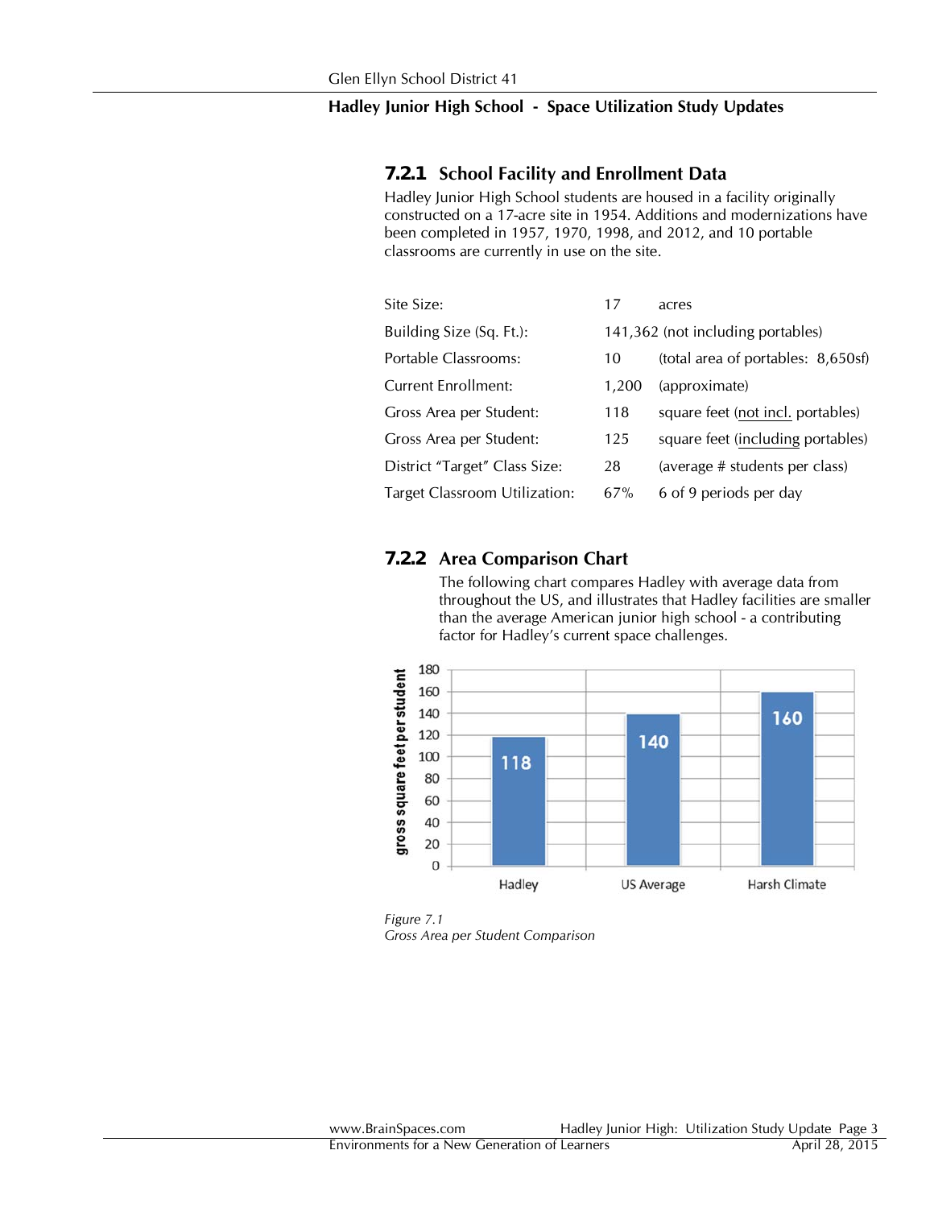### 7.2.1 School Facility and Enrollment Data

Hadley Junior High School students are housed in a facility originally constructed on a 17-acre site in 1954. Additions and modernizations have been completed in 1957, 1970, 1998, and 2012, and 10 portable classrooms are currently in use on the site.

| | | |
|---|---|---|
| Site Size: | 17 | acres |
| Building Size (Sq. Ft.): | 141,362 (not including portables) | |
| Portable Classrooms: | 10 | (total area of portables: 8,650sf) |
| Current Enrollment: | 1,200 | (approximate) |
| Gross Area per Student: | 118 | square feet (not incl. portables) |
| Gross Area per Student: | 125 | square feet (including portables) |
| District "Target" Class Size: | 28 | (average # students per class) |
| Target Classroom Utilization: | 67% | 6 of 9 periods per day |

### 7.2.2 Area Comparison Chart

The following chart compares Hadley with average data from throughout the US, and illustrates that Hadley facilities are smaller than the average American junior high school - a contributing factor for Hadley's current space challenges.

| | gross square feet per student |
|---|---|
| Hadley | 118 |
| US Average | 140 |
| Harsh Climate | 160 |

*Figure 7.1*
*Gross Area per Student Comparison*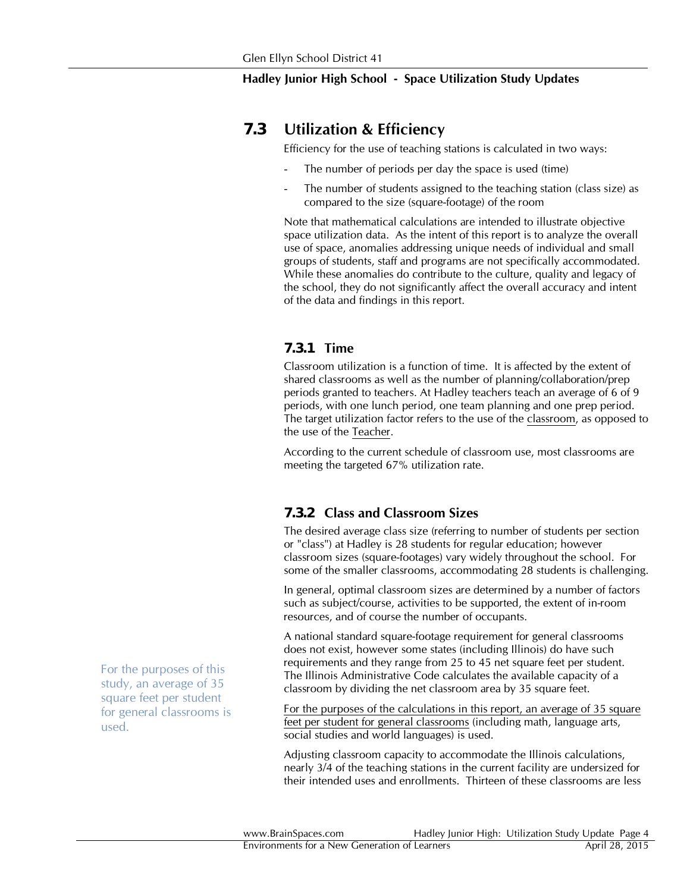## 7.3 Utilization & Efficiency

Efficiency for the use of teaching stations is calculated in two ways:

- The number of periods per day the space is used (time)
- The number of students assigned to the teaching station (class size) as compared to the size (square-footage) of the room

Note that mathematical calculations are intended to illustrate objective space utilization data. As the intent of this report is to analyze the overall use of space, anomalies addressing unique needs of individual and small groups of students, staff and programs are not specifically accommodated. While these anomalies do contribute to the culture, quality and legacy of the school, they do not significantly affect the overall accuracy and intent of the data and findings in this report.

### 7.3.1 Time

Classroom utilization is a function of time. It is affected by the extent of shared classrooms as well as the number of planning/collaboration/prep periods granted to teachers. At Hadley teachers teach an average of 6 of 9 periods, with one lunch period, one team planning and one prep period. The target utilization factor refers to the use of the classroom, as opposed to the use of the Teacher.

According to the current schedule of classroom use, most classrooms are meeting the targeted 67% utilization rate.

### 7.3.2 Class and Classroom Sizes

The desired average class size (referring to number of students per section or "class") at Hadley is 28 students for regular education; however classroom sizes (square-footages) vary widely throughout the school. For some of the smaller classrooms, accommodating 28 students is challenging.

In general, optimal classroom sizes are determined by a number of factors such as subject/course, activities to be supported, the extent of in-room resources, and of course the number of occupants.

A national standard square-footage requirement for general classrooms does not exist, however some states (including Illinois) do have such requirements and they range from 25 to 45 net square feet per student. The Illinois Administrative Code calculates the available capacity of a classroom by dividing the net classroom area by 35 square feet.

For the purposes of this study, an average of 35 square feet per student for general classrooms is used.

For the purposes of the calculations in this report, an average of 35 square feet per student for general classrooms (including math, language arts, social studies and world languages) is used.

Adjusting classroom capacity to accommodate the Illinois calculations, nearly 3/4 of the teaching stations in the current facility are undersized for their intended uses and enrollments. Thirteen of these classrooms are less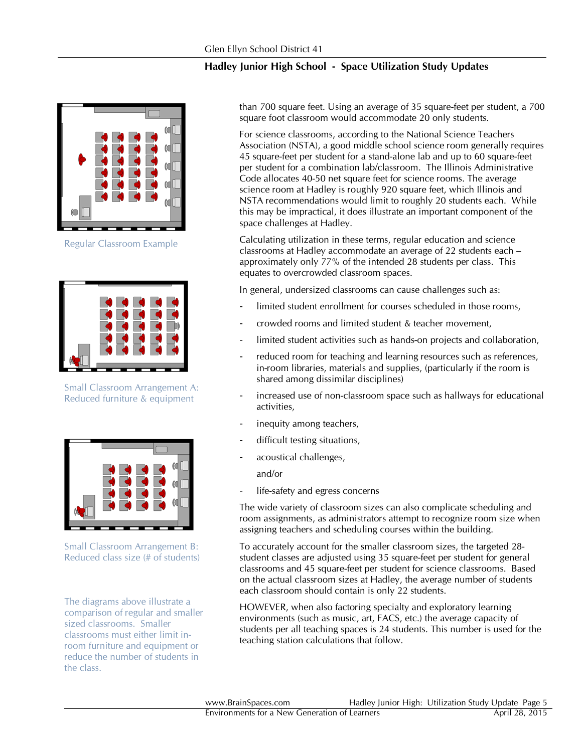than 700 square feet. Using an average of 35 square-feet per student, a 700 square foot classroom would accommodate 20 only students.

For science classrooms, according to the National Science Teachers Association (NSTA), a good middle school science room generally requires 45 square-feet per student for a stand-alone lab and up to 60 square-feet per student for a combination lab/classroom. The Illinois Administrative Code allocates 40-50 net square feet for science rooms. The average science room at Hadley is roughly 920 square feet, which Illinois and NSTA recommendations would limit to roughly 20 students each. While this may be impractical, it does illustrate an important component of the space challenges at Hadley.

Calculating utilization in these terms, regular education and science classrooms at Hadley accommodate an average of 22 students each – approximately only 77% of the intended 28 students per class. This equates to overcrowded classroom spaces.

In general, undersized classrooms can cause challenges such as:

- limited student enrollment for courses scheduled in those rooms,
- crowded rooms and limited student & teacher movement,
- limited student activities such as hands-on projects and collaboration,
- reduced room for teaching and learning resources such as references, in-room libraries, materials and supplies, (particularly if the room is shared among dissimilar disciplines)
- increased use of non-classroom space such as hallways for educational activities,
- inequity among teachers,
- difficult testing situations,
- acoustical challenges,

  and/or

- life-safety and egress concerns

The wide variety of classroom sizes can also complicate scheduling and room assignments, as administrators attempt to recognize room size when assigning teachers and scheduling courses within the building.

To accurately account for the smaller classroom sizes, the targeted 28-student classes are adjusted using 35 square-feet per student for general classrooms and 45 square-feet per student for science classrooms. Based on the actual classroom sizes at Hadley, the average number of students each classroom should contain is only 22 students.

HOWEVER, when also factoring specialty and exploratory learning environments (such as music, art, FACS, etc.) the average capacity of students per all teaching spaces is 24 students. This number is used for the teaching station calculations that follow.

Regular Classroom Example

Small Classroom Arrangement A: Reduced furniture & equipment

Small Classroom Arrangement B: Reduced class size (# of students)

The diagrams above illustrate a comparison of regular and smaller sized classrooms. Smaller classrooms must either limit in-room furniture and equipment or reduce the number of students in the class.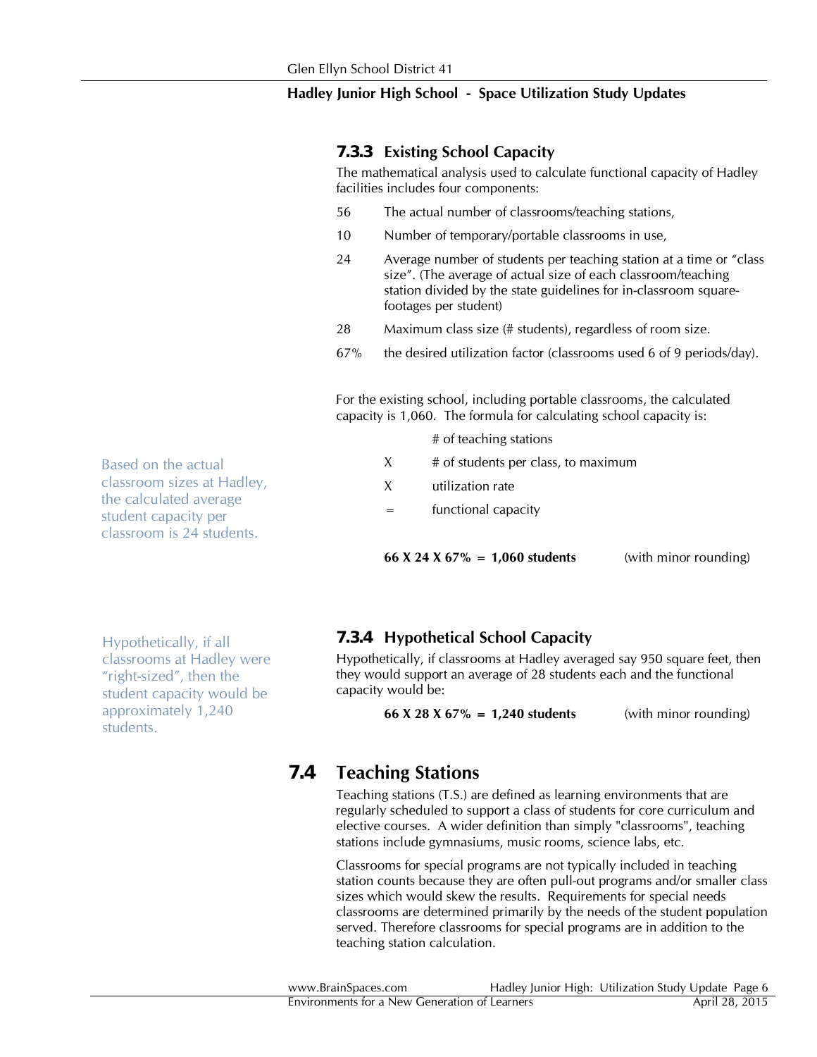### 7.3.3 Existing School Capacity

The mathematical analysis used to calculate functional capacity of Hadley facilities includes four components:

56 The actual number of classrooms/teaching stations,

10 Number of temporary/portable classrooms in use,

24 Average number of students per teaching station at a time or "class size". (The average of actual size of each classroom/teaching station divided by the state guidelines for in-classroom square-footages per student)

28 Maximum class size (# students), regardless of room size.

67% the desired utilization factor (classrooms used 6 of 9 periods/day).

Based on the actual classroom sizes at Hadley, the calculated average student capacity per classroom is 24 students.

For the existing school, including portable classrooms, the calculated capacity is 1,060. The formula for calculating school capacity is:

  # of teaching stations
X # of students per class, to maximum
X utilization rate
= functional capacity

**66 X 24 X 67% = 1,060 students** (with minor rounding)

### 7.3.4 Hypothetical School Capacity

Hypothetically, if all classrooms at Hadley were "right-sized", then the student capacity would be approximately 1,240 students.

Hypothetically, if classrooms at Hadley averaged say 950 square feet, then they would support an average of 28 students each and the functional capacity would be:

**66 X 28 X 67% = 1,240 students** (with minor rounding)

## 7.4 Teaching Stations

Teaching stations (T.S.) are defined as learning environments that are regularly scheduled to support a class of students for core curriculum and elective courses. A wider definition than simply "classrooms", teaching stations include gymnasiums, music rooms, science labs, etc.

Classrooms for special programs are not typically included in teaching station counts because they are often pull-out programs and/or smaller class sizes which would skew the results. Requirements for special needs classrooms are determined primarily by the needs of the student population served. Therefore classrooms for special programs are in addition to the teaching station calculation.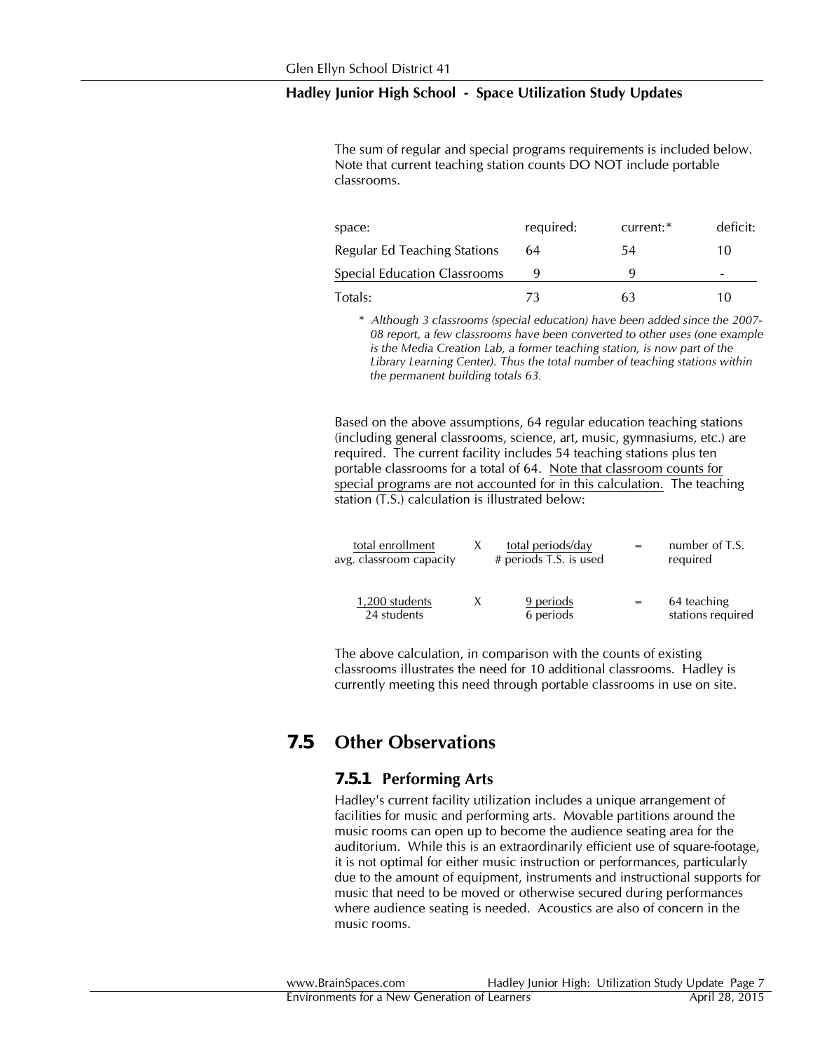The sum of regular and special programs requirements is included below. Note that current teaching station counts DO NOT include portable classrooms.

| space: | required: | current:* | deficit: |
|---|---|---|---|
| Regular Ed Teaching Stations | 64 | 54 | 10 |
| Special Education Classrooms | 9 | 9 | - |
| Totals: | 73 | 63 | 10 |

\* *Although 3 classrooms (special education) have been added since the 2007-08 report, a few classrooms have been converted to other uses (one example is the Media Creation Lab, a former teaching station, is now part of the Library Learning Center). Thus the total number of teaching stations within the permanent building totals 63.*

Based on the above assumptions, 64 regular education teaching stations (including general classrooms, science, art, music, gymnasiums, etc.) are required. The current facility includes 54 teaching stations plus ten portable classrooms for a total of 64. Note that classroom counts for special programs are not accounted for in this calculation. The teaching station (T.S.) calculation is illustrated below:

$$\frac{\text{total enrollment}}{\text{avg. classroom capacity}} \times \frac{\text{total periods/day}}{\text{\# periods T.S. is used}} = \text{number of T.S. required}$$

$$\frac{\text{1,200 students}}{\text{24 students}} \times \frac{\text{9 periods}}{\text{6 periods}} = \text{64 teaching stations required}$$

The above calculation, in comparison with the counts of existing classrooms illustrates the need for 10 additional classrooms. Hadley is currently meeting this need through portable classrooms in use on site.

## 7.5 Other Observations

### 7.5.1 Performing Arts

Hadley's current facility utilization includes a unique arrangement of facilities for music and performing arts. Movable partitions around the music rooms can open up to become the audience seating area for the auditorium. While this is an extraordinarily efficient use of square-footage, it is not optimal for either music instruction or performances, particularly due to the amount of equipment, instruments and instructional supports for music that need to be moved or otherwise secured during performances where audience seating is needed. Acoustics are also of concern in the music rooms.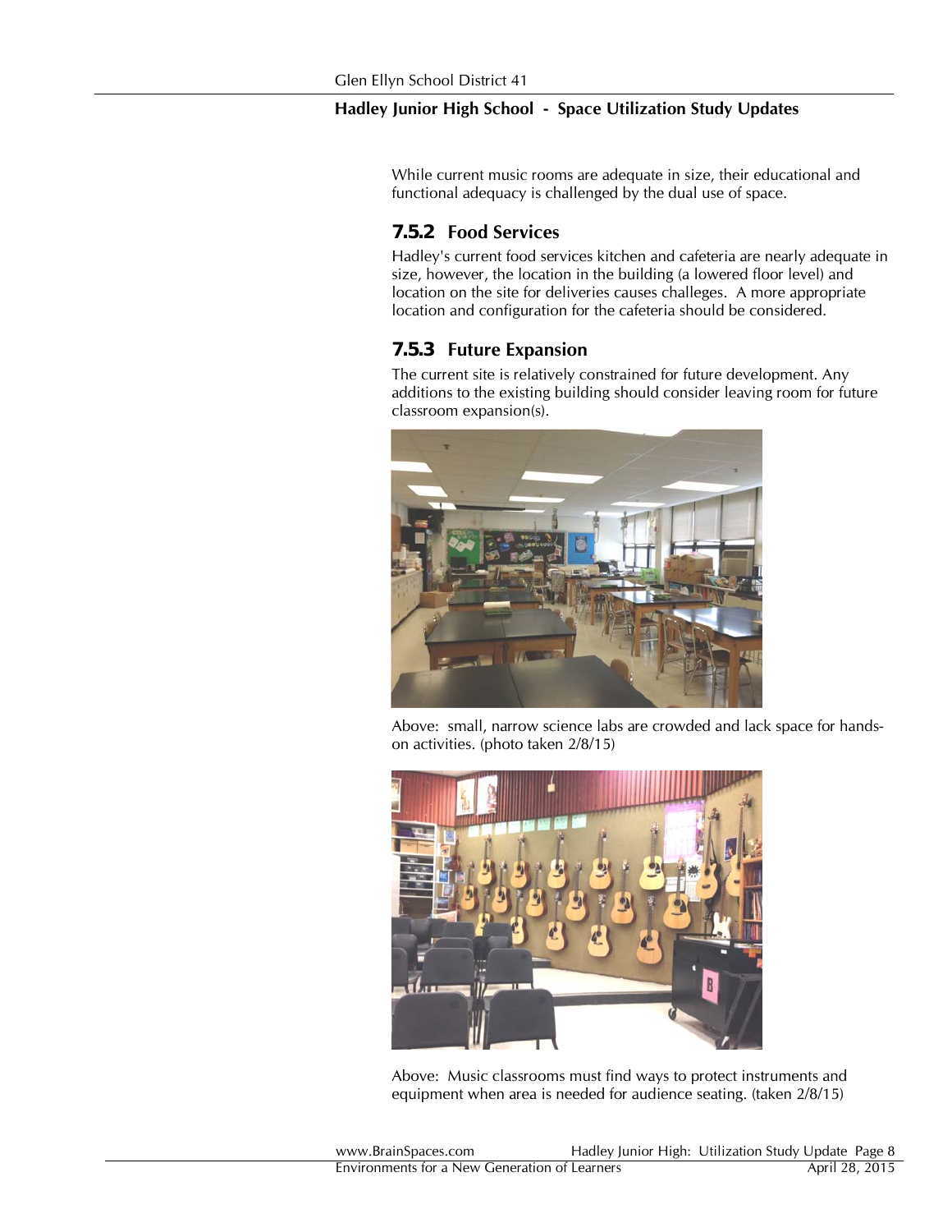While current music rooms are adequate in size, their educational and functional adequacy is challenged by the dual use of space.

### 7.5.2 Food Services

Hadley's current food services kitchen and cafeteria are nearly adequate in size, however, the location in the building (a lowered floor level) and location on the site for deliveries causes challeges. A more appropriate location and configuration for the cafeteria should be considered.

### 7.5.3 Future Expansion

The current site is relatively constrained for future development. Any additions to the existing building should consider leaving room for future classroom expansion(s).

Above: small, narrow science labs are crowded and lack space for hands-on activities. (photo taken 2/8/15)

Above: Music classrooms must find ways to protect instruments and equipment when area is needed for audience seating. (taken 2/8/15)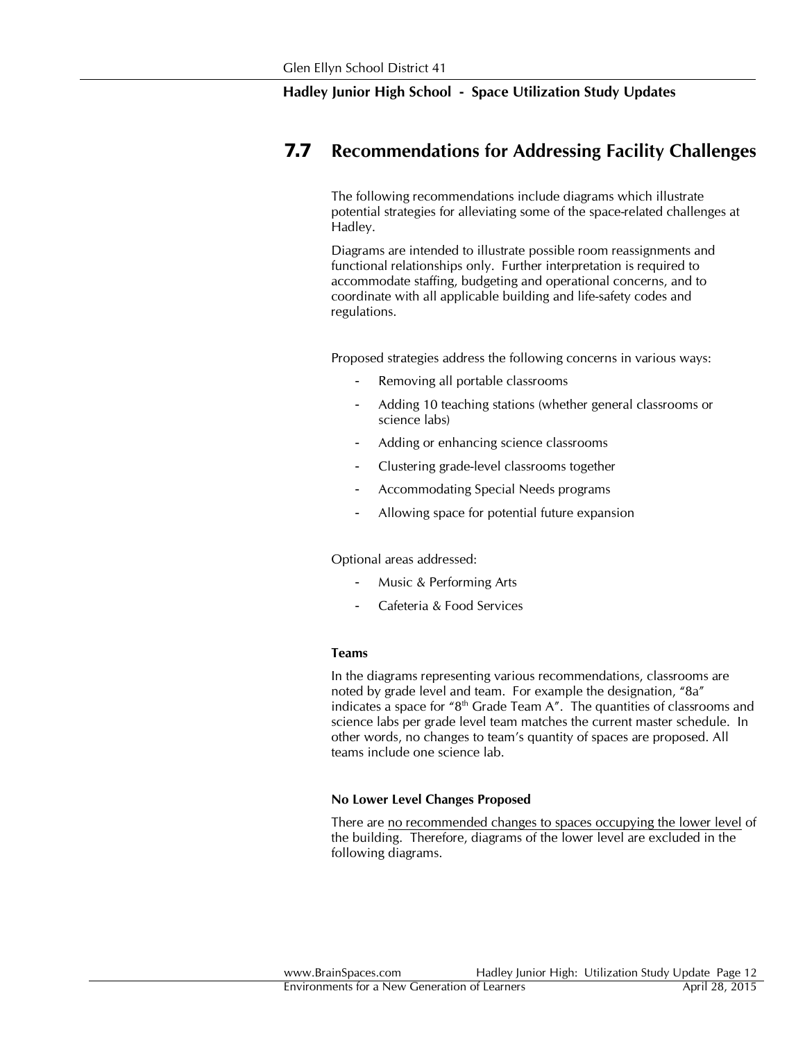## 7.7 Recommendations for Addressing Facility Challenges

The following recommendations include diagrams which illustrate potential strategies for alleviating some of the space-related challenges at Hadley.

Diagrams are intended to illustrate possible room reassignments and functional relationships only. Further interpretation is required to accommodate staffing, budgeting and operational concerns, and to coordinate with all applicable building and life-safety codes and regulations.

Proposed strategies address the following concerns in various ways:

- Removing all portable classrooms
- Adding 10 teaching stations (whether general classrooms or science labs)
- Adding or enhancing science classrooms
- Clustering grade-level classrooms together
- Accommodating Special Needs programs
- Allowing space for potential future expansion

Optional areas addressed:

- Music & Performing Arts
- Cafeteria & Food Services

### Teams

In the diagrams representing various recommendations, classrooms are noted by grade level and team. For example the designation, "8a" indicates a space for "8th Grade Team A". The quantities of classrooms and science labs per grade level team matches the current master schedule. In other words, no changes to team's quantity of spaces are proposed. All teams include one science lab.

### No Lower Level Changes Proposed

There are no recommended changes to spaces occupying the lower level of the building. Therefore, diagrams of the lower level are excluded in the following diagrams.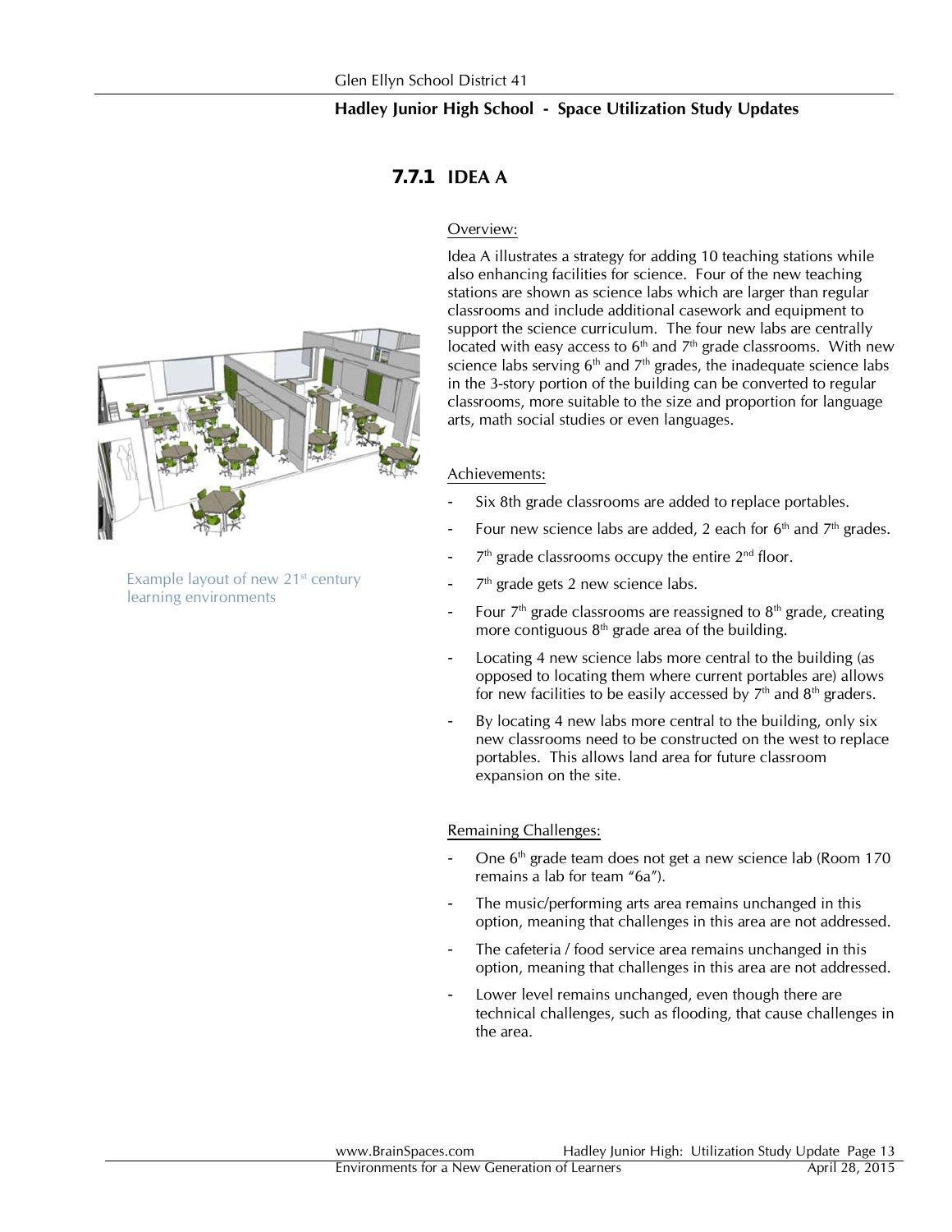## 7.7.1 IDEA A

Example layout of new 21st century learning environments

Overview:

Idea A illustrates a strategy for adding 10 teaching stations while also enhancing facilities for science. Four of the new teaching stations are shown as science labs which are larger than regular classrooms and include additional casework and equipment to support the science curriculum. The four new labs are centrally located with easy access to 6th and 7th grade classrooms. With new science labs serving 6th and 7th grades, the inadequate science labs in the 3-story portion of the building can be converted to regular classrooms, more suitable to the size and proportion for language arts, math social studies or even languages.

Achievements:

- Six 8th grade classrooms are added to replace portables.
- Four new science labs are added, 2 each for 6th and 7th grades.
- 7th grade classrooms occupy the entire 2nd floor.
- 7th grade gets 2 new science labs.
- Four 7th grade classrooms are reassigned to 8th grade, creating more contiguous 8th grade area of the building.
- Locating 4 new science labs more central to the building (as opposed to locating them where current portables are) allows for new facilities to be easily accessed by 7th and 8th graders.
- By locating 4 new labs more central to the building, only six new classrooms need to be constructed on the west to replace portables. This allows land area for future classroom expansion on the site.

Remaining Challenges:

- One 6th grade team does not get a new science lab (Room 170 remains a lab for team "6a").
- The music/performing arts area remains unchanged in this option, meaning that challenges in this area are not addressed.
- The cafeteria / food service area remains unchanged in this option, meaning that challenges in this area are not addressed.
- Lower level remains unchanged, even though there are technical challenges, such as flooding, that cause challenges in the area.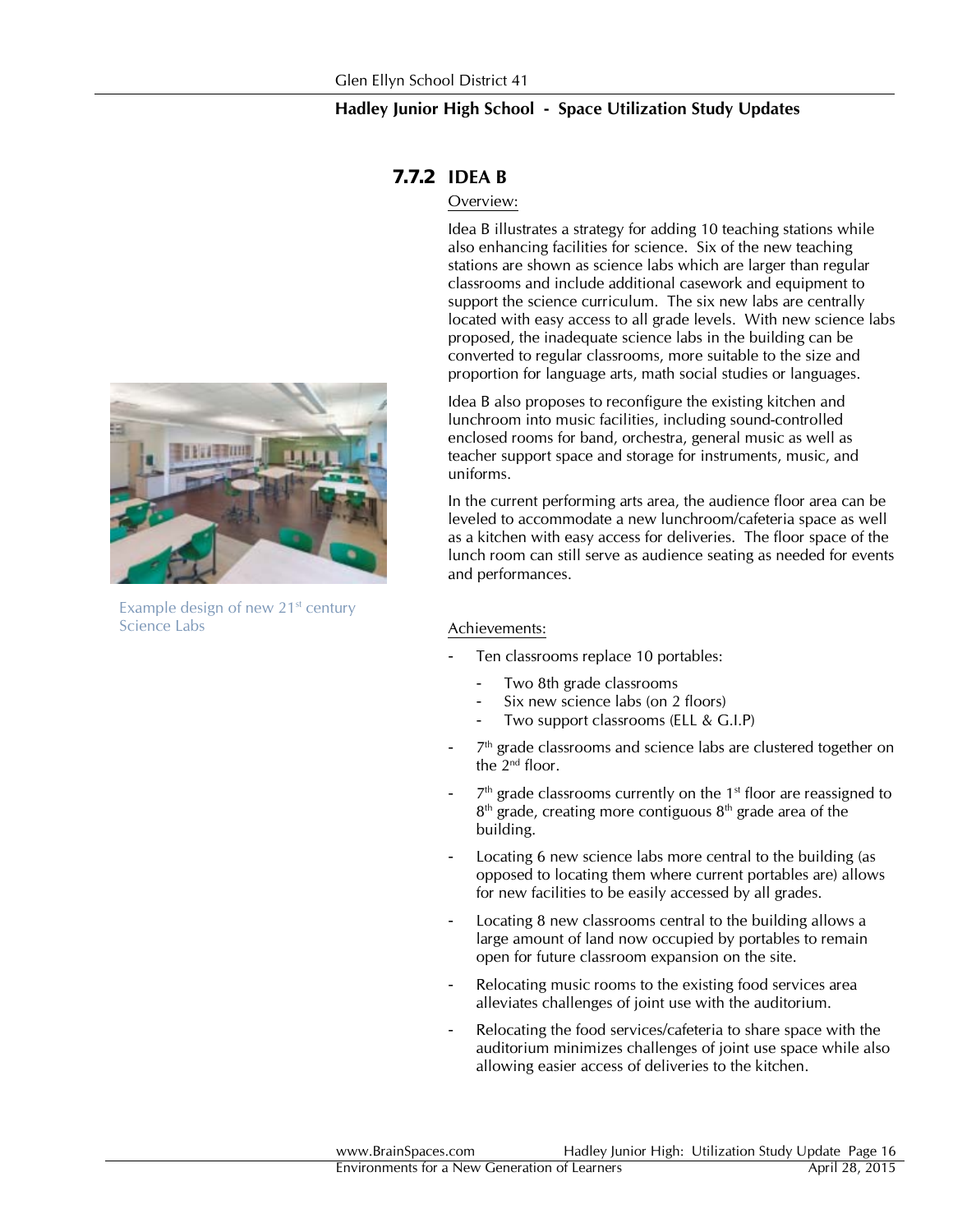## 7.7.2 IDEA B

Overview:

Idea B illustrates a strategy for adding 10 teaching stations while also enhancing facilities for science. Six of the new teaching stations are shown as science labs which are larger than regular classrooms and include additional casework and equipment to support the science curriculum. The six new labs are centrally located with easy access to all grade levels. With new science labs proposed, the inadequate science labs in the building can be converted to regular classrooms, more suitable to the size and proportion for language arts, math social studies or languages.

Idea B also proposes to reconfigure the existing kitchen and lunchroom into music facilities, including sound-controlled enclosed rooms for band, orchestra, general music as well as teacher support space and storage for instruments, music, and uniforms.

In the current performing arts area, the audience floor area can be leveled to accommodate a new lunchroom/cafeteria space as well as a kitchen with easy access for deliveries. The floor space of the lunch room can still serve as audience seating as needed for events and performances.

Example design of new 21st century Science Labs

Achievements:

- Ten classrooms replace 10 portables:
  - Two 8th grade classrooms
  - Six new science labs (on 2 floors)
  - Two support classrooms (ELL & G.I.P)
- 7th grade classrooms and science labs are clustered together on the 2nd floor.
- 7th grade classrooms currently on the 1st floor are reassigned to 8th grade, creating more contiguous 8th grade area of the building.
- Locating 6 new science labs more central to the building (as opposed to locating them where current portables are) allows for new facilities to be easily accessed by all grades.
- Locating 8 new classrooms central to the building allows a large amount of land now occupied by portables to remain open for future classroom expansion on the site.
- Relocating music rooms to the existing food services area alleviates challenges of joint use with the auditorium.
- Relocating the food services/cafeteria to share space with the auditorium minimizes challenges of joint use space while also allowing easier access of deliveries to the kitchen.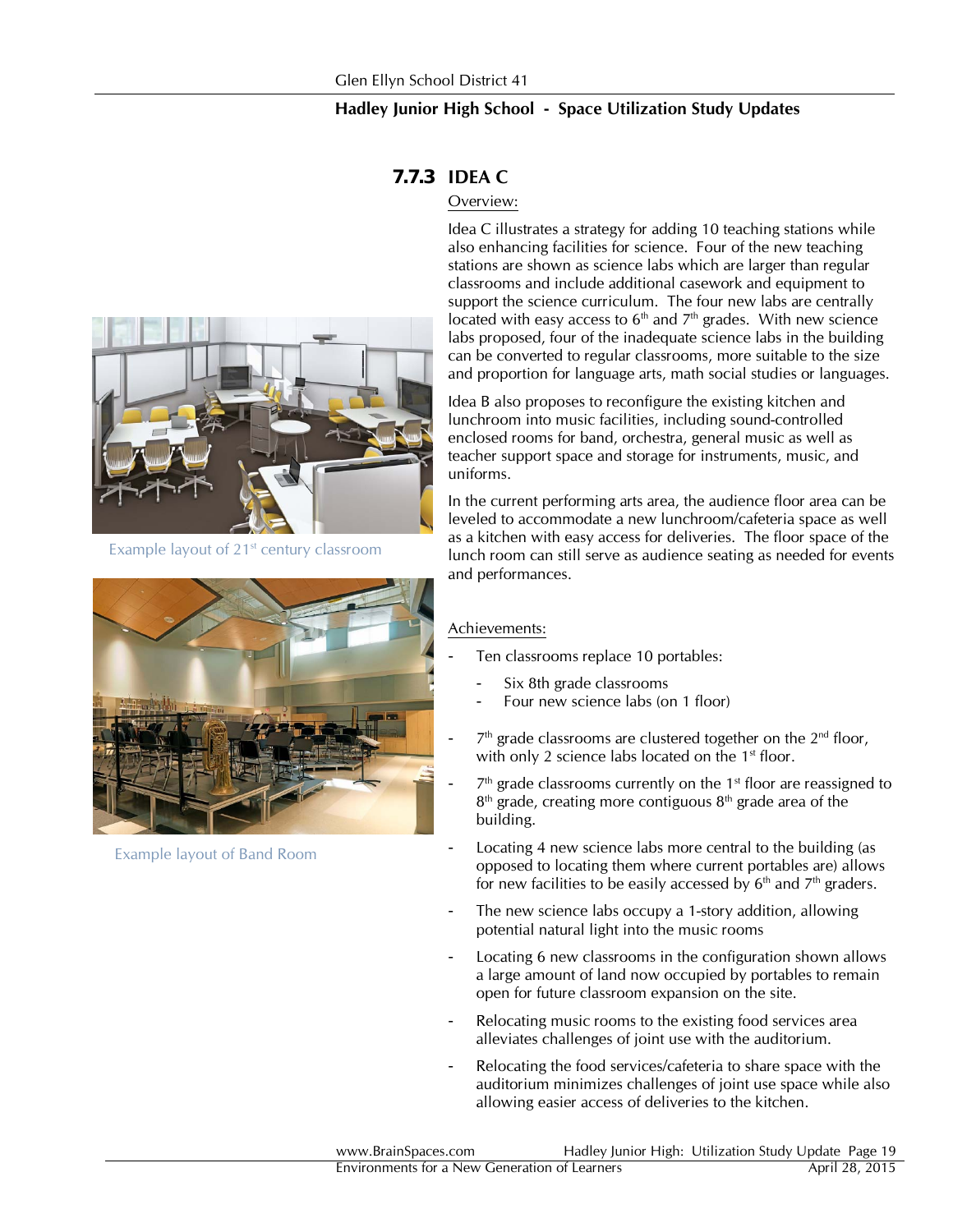### 7.7.3 IDEA C

Overview:

Idea C illustrates a strategy for adding 10 teaching stations while also enhancing facilities for science. Four of the new teaching stations are shown as science labs which are larger than regular classrooms and include additional casework and equipment to support the science curriculum. The four new labs are centrally located with easy access to 6th and 7th grades. With new science labs proposed, four of the inadequate science labs in the building can be converted to regular classrooms, more suitable to the size and proportion for language arts, math social studies or languages.

Idea B also proposes to reconfigure the existing kitchen and lunchroom into music facilities, including sound-controlled enclosed rooms for band, orchestra, general music as well as teacher support space and storage for instruments, music, and uniforms.

In the current performing arts area, the audience floor area can be leveled to accommodate a new lunchroom/cafeteria space as well as a kitchen with easy access for deliveries. The floor space of the lunch room can still serve as audience seating as needed for events and performances.

Example layout of 21st century classroom

Example layout of Band Room

Achievements:

- Ten classrooms replace 10 portables:
  - Six 8th grade classrooms
  - Four new science labs (on 1 floor)
- 7th grade classrooms are clustered together on the 2nd floor, with only 2 science labs located on the 1st floor.
- 7th grade classrooms currently on the 1st floor are reassigned to 8th grade, creating more contiguous 8th grade area of the building.
- Locating 4 new science labs more central to the building (as opposed to locating them where current portables are) allows for new facilities to be easily accessed by 6th and 7th graders.
- The new science labs occupy a 1-story addition, allowing potential natural light into the music rooms
- Locating 6 new classrooms in the configuration shown allows a large amount of land now occupied by portables to remain open for future classroom expansion on the site.
- Relocating music rooms to the existing food services area alleviates challenges of joint use with the auditorium.
- Relocating the food services/cafeteria to share space with the auditorium minimizes challenges of joint use space while also allowing easier access of deliveries to the kitchen.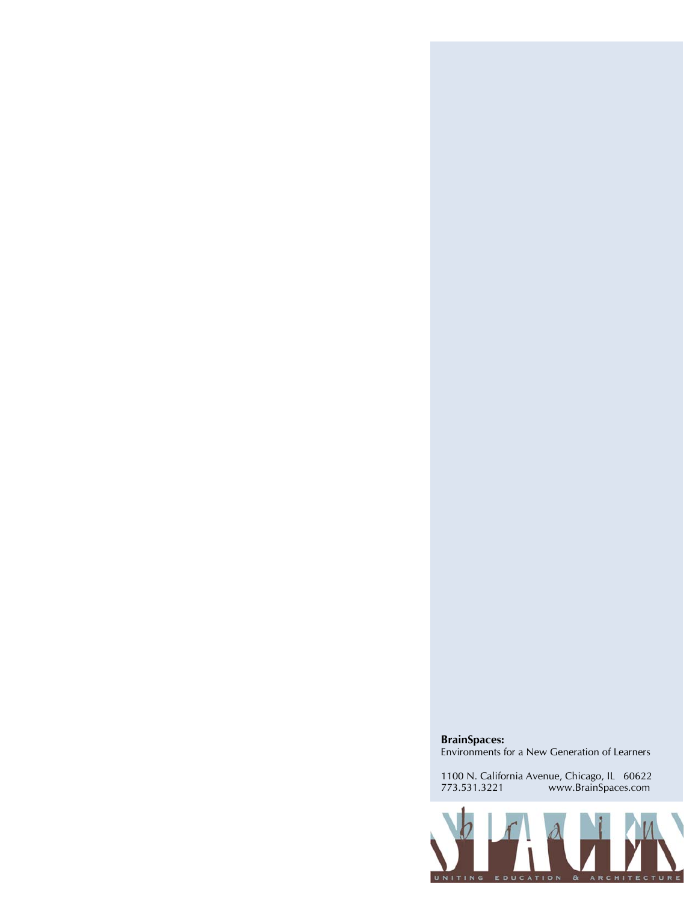**BrainSpaces:**
Environments for a New Generation of Learners

1100 N. California Avenue, Chicago, IL 60622
773.531.3221 www.BrainSpaces.com

UNITING EDUCATION & ARCHITECTURE